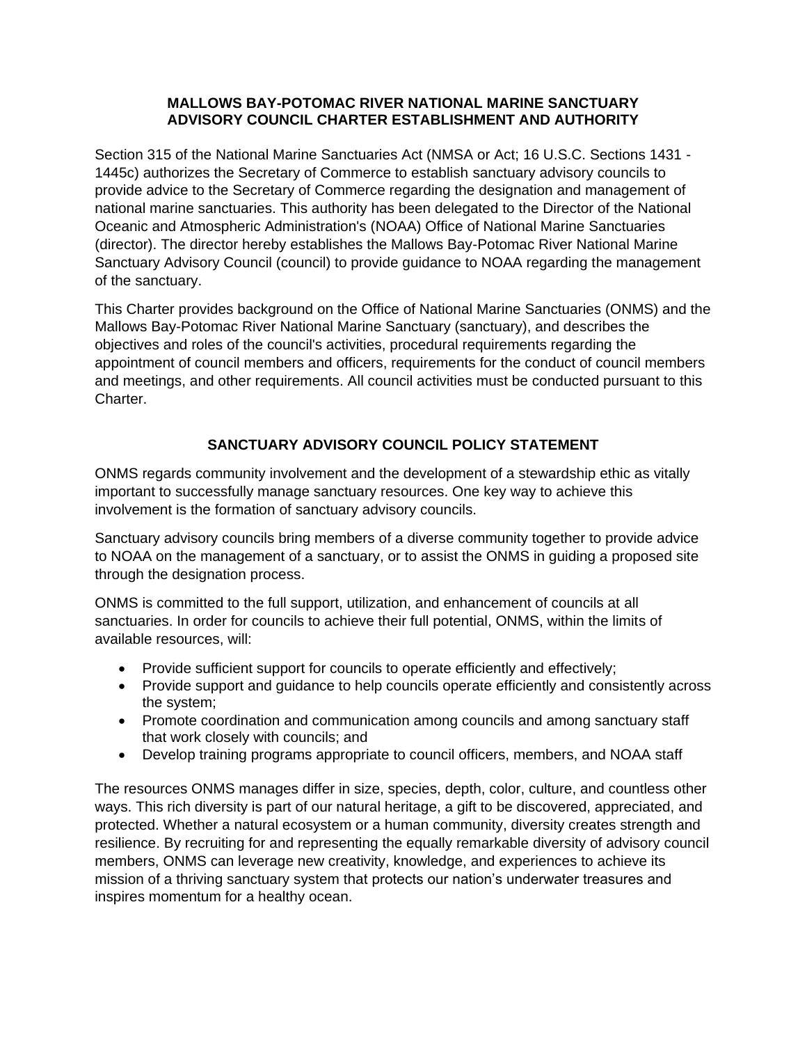# MALLOWS BAY-POTOMAC RIVER NATIONAL MARINE SANCTUARY ADVISORY COUNCIL CHARTER ESTABLISHMENT AND AUTHORITY

Section 315 of the National Marine Sanctuaries Act (NMSA or Act; 16 U.S.C. Sections 1431 - 1445c) authorizes the Secretary of Commerce to establish sanctuary advisory councils to provide advice to the Secretary of Commerce regarding the designation and management of national marine sanctuaries. This authority has been delegated to the Director of the National Oceanic and Atmospheric Administration's (NOAA) Office of National Marine Sanctuaries (director). The director hereby establishes the Mallows Bay-Potomac River National Marine Sanctuary Advisory Council (council) to provide guidance to NOAA regarding the management of the sanctuary.

This Charter provides background on the Office of National Marine Sanctuaries (ONMS) and the Mallows Bay-Potomac River National Marine Sanctuary (sanctuary), and describes the objectives and roles of the council's activities, procedural requirements regarding the appointment of council members and officers, requirements for the conduct of council members and meetings, and other requirements. All council activities must be conducted pursuant to this Charter.

## SANCTUARY ADVISORY COUNCIL POLICY STATEMENT

ONMS regards community involvement and the development of a stewardship ethic as vitally important to successfully manage sanctuary resources. One key way to achieve this involvement is the formation of sanctuary advisory councils.

Sanctuary advisory councils bring members of a diverse community together to provide advice to NOAA on the management of a sanctuary, or to assist the ONMS in guiding a proposed site through the designation process.

ONMS is committed to the full support, utilization, and enhancement of councils at all sanctuaries. In order for councils to achieve their full potential, ONMS, within the limits of available resources, will:

- Provide sufficient support for councils to operate efficiently and effectively;
- Provide support and guidance to help councils operate efficiently and consistently across the system;
- Promote coordination and communication among councils and among sanctuary staff that work closely with councils; and
- Develop training programs appropriate to council officers, members, and NOAA staff

The resources ONMS manages differ in size, species, depth, color, culture, and countless other ways. This rich diversity is part of our natural heritage, a gift to be discovered, appreciated, and protected. Whether a natural ecosystem or a human community, diversity creates strength and resilience. By recruiting for and representing the equally remarkable diversity of advisory council members, ONMS can leverage new creativity, knowledge, and experiences to achieve its mission of a thriving sanctuary system that protects our nation's underwater treasures and inspires momentum for a healthy ocean.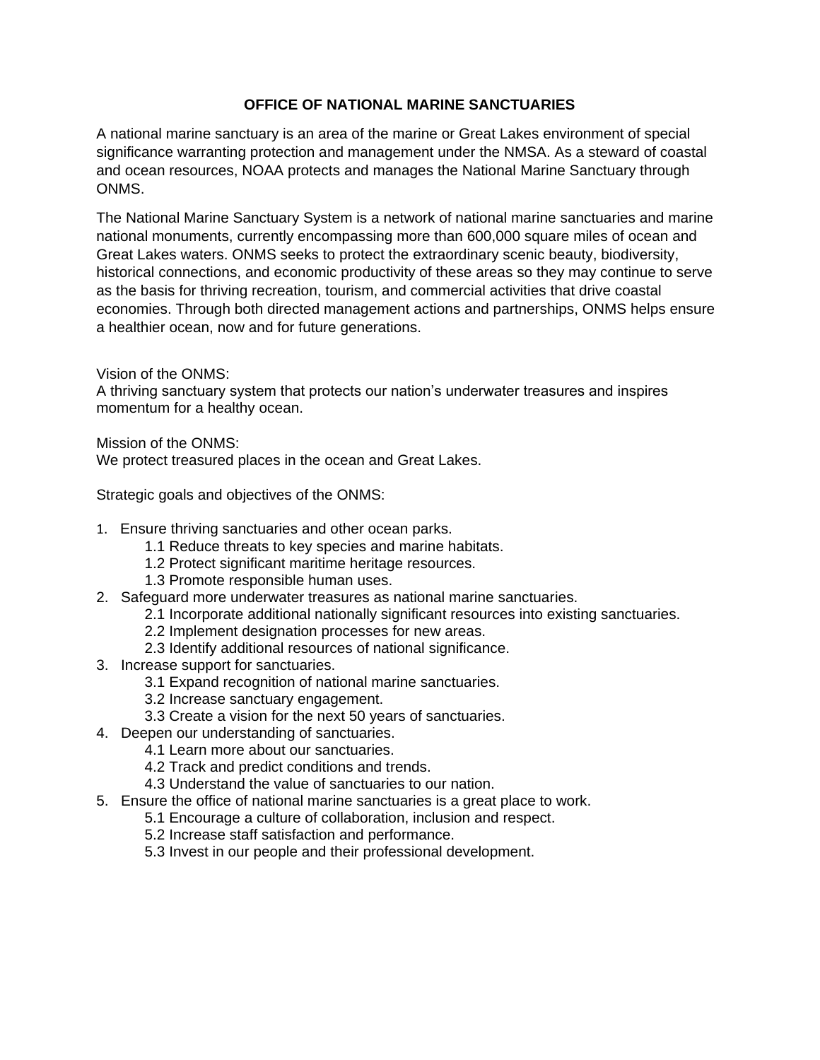# OFFICE OF NATIONAL MARINE SANCTUARIES

A national marine sanctuary is an area of the marine or Great Lakes environment of special significance warranting protection and management under the NMSA. As a steward of coastal and ocean resources, NOAA protects and manages the National Marine Sanctuary through ONMS.

The National Marine Sanctuary System is a network of national marine sanctuaries and marine national monuments, currently encompassing more than 600,000 square miles of ocean and Great Lakes waters. ONMS seeks to protect the extraordinary scenic beauty, biodiversity, historical connections, and economic productivity of these areas so they may continue to serve as the basis for thriving recreation, tourism, and commercial activities that drive coastal economies. Through both directed management actions and partnerships, ONMS helps ensure a healthier ocean, now and for future generations.

Vision of the ONMS:
A thriving sanctuary system that protects our nation's underwater treasures and inspires momentum for a healthy ocean.

Mission of the ONMS:
We protect treasured places in the ocean and Great Lakes.

Strategic goals and objectives of the ONMS:

1. Ensure thriving sanctuaries and other ocean parks.
   - 1.1 Reduce threats to key species and marine habitats.
   - 1.2 Protect significant maritime heritage resources.
   - 1.3 Promote responsible human uses.
2. Safeguard more underwater treasures as national marine sanctuaries.
   - 2.1 Incorporate additional nationally significant resources into existing sanctuaries.
   - 2.2 Implement designation processes for new areas.
   - 2.3 Identify additional resources of national significance.
3. Increase support for sanctuaries.
   - 3.1 Expand recognition of national marine sanctuaries.
   - 3.2 Increase sanctuary engagement.
   - 3.3 Create a vision for the next 50 years of sanctuaries.
4. Deepen our understanding of sanctuaries.
   - 4.1 Learn more about our sanctuaries.
   - 4.2 Track and predict conditions and trends.
   - 4.3 Understand the value of sanctuaries to our nation.
5. Ensure the office of national marine sanctuaries is a great place to work.
   - 5.1 Encourage a culture of collaboration, inclusion and respect.
   - 5.2 Increase staff satisfaction and performance.
   - 5.3 Invest in our people and their professional development.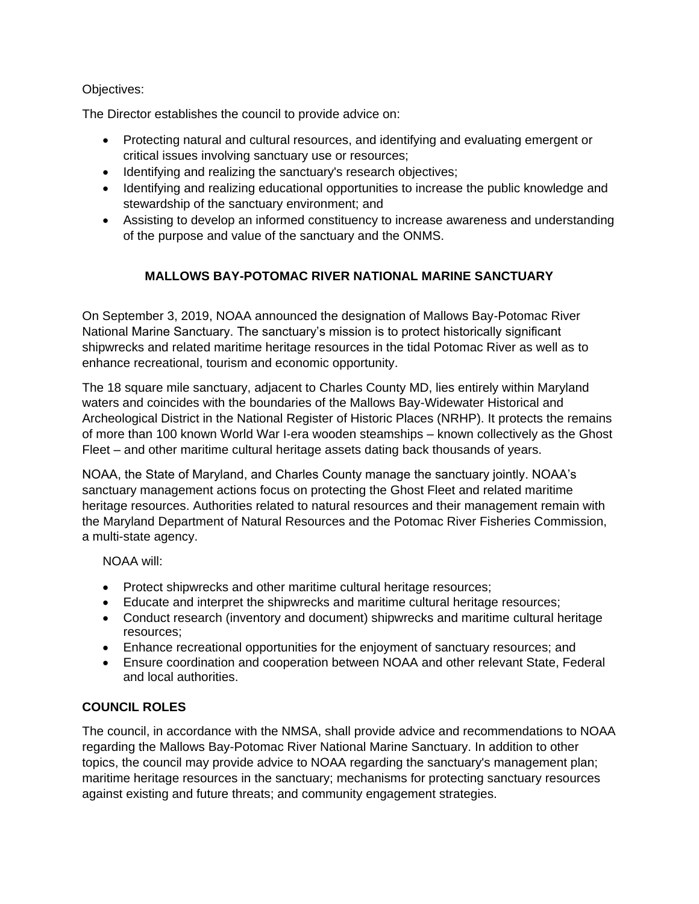Objectives:

The Director establishes the council to provide advice on:

- Protecting natural and cultural resources, and identifying and evaluating emergent or critical issues involving sanctuary use or resources;
- Identifying and realizing the sanctuary's research objectives;
- Identifying and realizing educational opportunities to increase the public knowledge and stewardship of the sanctuary environment; and
- Assisting to develop an informed constituency to increase awareness and understanding of the purpose and value of the sanctuary and the ONMS.

## MALLOWS BAY-POTOMAC RIVER NATIONAL MARINE SANCTUARY

On September 3, 2019, NOAA announced the designation of Mallows Bay-Potomac River National Marine Sanctuary. The sanctuary's mission is to protect historically significant shipwrecks and related maritime heritage resources in the tidal Potomac River as well as to enhance recreational, tourism and economic opportunity.

The 18 square mile sanctuary, adjacent to Charles County MD, lies entirely within Maryland waters and coincides with the boundaries of the Mallows Bay-Widewater Historical and Archeological District in the National Register of Historic Places (NRHP). It protects the remains of more than 100 known World War I-era wooden steamships – known collectively as the Ghost Fleet – and other maritime cultural heritage assets dating back thousands of years.

NOAA, the State of Maryland, and Charles County manage the sanctuary jointly. NOAA's sanctuary management actions focus on protecting the Ghost Fleet and related maritime heritage resources. Authorities related to natural resources and their management remain with the Maryland Department of Natural Resources and the Potomac River Fisheries Commission, a multi-state agency.

NOAA will:

- Protect shipwrecks and other maritime cultural heritage resources;
- Educate and interpret the shipwrecks and maritime cultural heritage resources;
- Conduct research (inventory and document) shipwrecks and maritime cultural heritage resources;
- Enhance recreational opportunities for the enjoyment of sanctuary resources; and
- Ensure coordination and cooperation between NOAA and other relevant State, Federal and local authorities.

## COUNCIL ROLES

The council, in accordance with the NMSA, shall provide advice and recommendations to NOAA regarding the Mallows Bay-Potomac River National Marine Sanctuary. In addition to other topics, the council may provide advice to NOAA regarding the sanctuary's management plan; maritime heritage resources in the sanctuary; mechanisms for protecting sanctuary resources against existing and future threats; and community engagement strategies.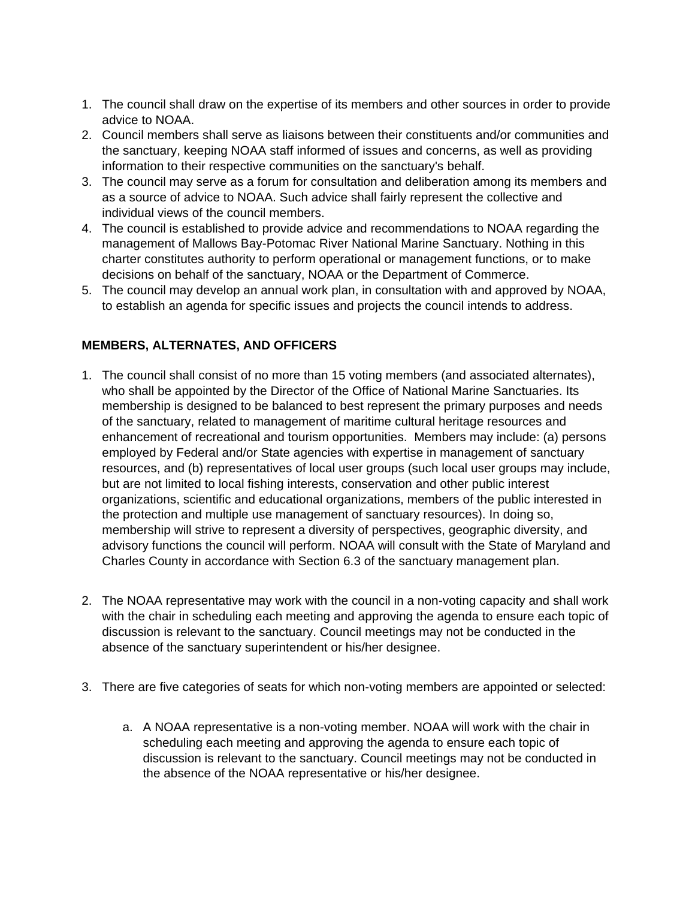1. The council shall draw on the expertise of its members and other sources in order to provide advice to NOAA.
2. Council members shall serve as liaisons between their constituents and/or communities and the sanctuary, keeping NOAA staff informed of issues and concerns, as well as providing information to their respective communities on the sanctuary's behalf.
3. The council may serve as a forum for consultation and deliberation among its members and as a source of advice to NOAA. Such advice shall fairly represent the collective and individual views of the council members.
4. The council is established to provide advice and recommendations to NOAA regarding the management of Mallows Bay-Potomac River National Marine Sanctuary. Nothing in this charter constitutes authority to perform operational or management functions, or to make decisions on behalf of the sanctuary, NOAA or the Department of Commerce.
5. The council may develop an annual work plan, in consultation with and approved by NOAA, to establish an agenda for specific issues and projects the council intends to address.

**MEMBERS, ALTERNATES, AND OFFICERS**

1. The council shall consist of no more than 15 voting members (and associated alternates), who shall be appointed by the Director of the Office of National Marine Sanctuaries. Its membership is designed to be balanced to best represent the primary purposes and needs of the sanctuary, related to management of maritime cultural heritage resources and enhancement of recreational and tourism opportunities. Members may include: (a) persons employed by Federal and/or State agencies with expertise in management of sanctuary resources, and (b) representatives of local user groups (such local user groups may include, but are not limited to local fishing interests, conservation and other public interest organizations, scientific and educational organizations, members of the public interested in the protection and multiple use management of sanctuary resources). In doing so, membership will strive to represent a diversity of perspectives, geographic diversity, and advisory functions the council will perform. NOAA will consult with the State of Maryland and Charles County in accordance with Section 6.3 of the sanctuary management plan.

2. The NOAA representative may work with the council in a non-voting capacity and shall work with the chair in scheduling each meeting and approving the agenda to ensure each topic of discussion is relevant to the sanctuary. Council meetings may not be conducted in the absence of the sanctuary superintendent or his/her designee.

3. There are five categories of seats for which non-voting members are appointed or selected:

   a. A NOAA representative is a non-voting member. NOAA will work with the chair in scheduling each meeting and approving the agenda to ensure each topic of discussion is relevant to the sanctuary. Council meetings may not be conducted in the absence of the NOAA representative or his/her designee.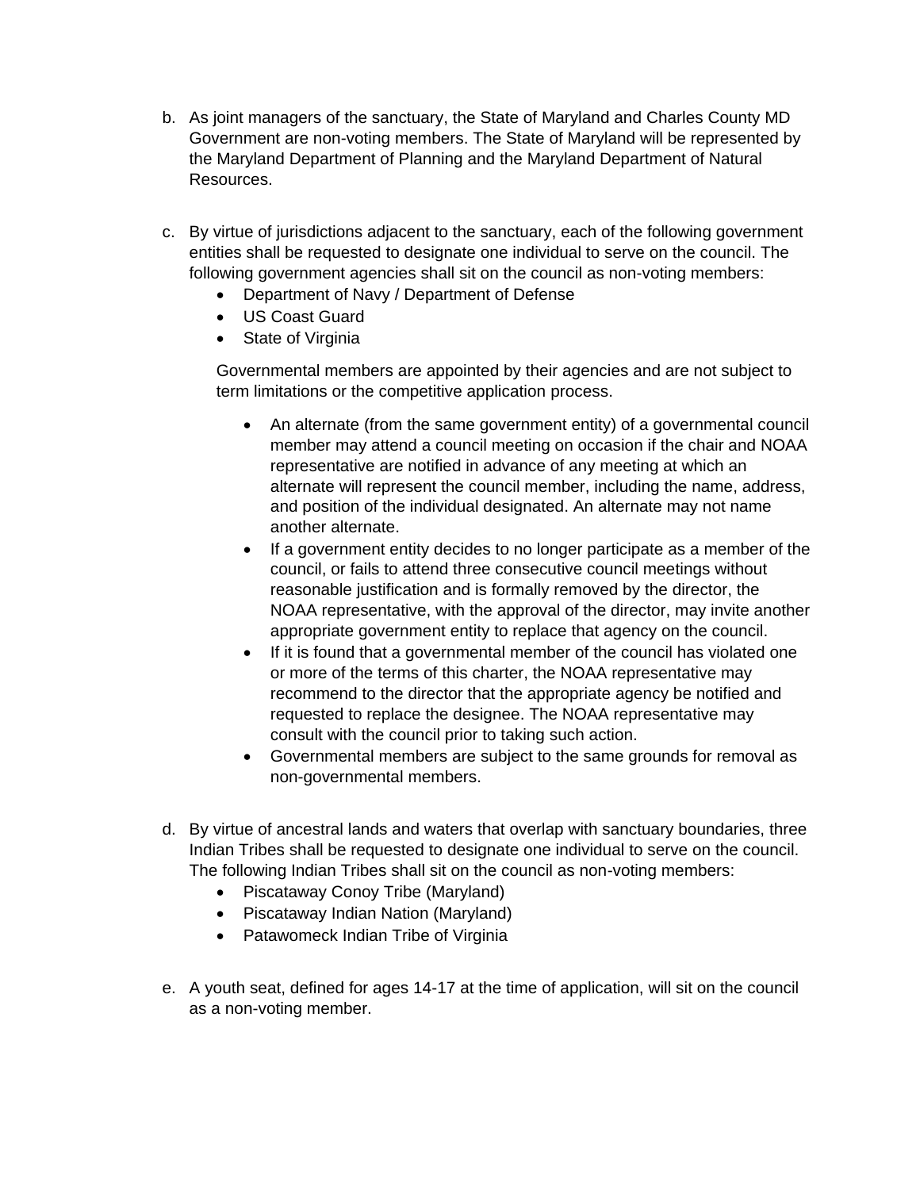b. As joint managers of the sanctuary, the State of Maryland and Charles County MD Government are non-voting members. The State of Maryland will be represented by the Maryland Department of Planning and the Maryland Department of Natural Resources.

c. By virtue of jurisdictions adjacent to the sanctuary, each of the following government entities shall be requested to designate one individual to serve on the council. The following government agencies shall sit on the council as non-voting members:
   - Department of Navy / Department of Defense
   - US Coast Guard
   - State of Virginia

   Governmental members are appointed by their agencies and are not subject to term limitations or the competitive application process.

     - An alternate (from the same government entity) of a governmental council member may attend a council meeting on occasion if the chair and NOAA representative are notified in advance of any meeting at which an alternate will represent the council member, including the name, address, and position of the individual designated. An alternate may not name another alternate.
     - If a government entity decides to no longer participate as a member of the council, or fails to attend three consecutive council meetings without reasonable justification and is formally removed by the director, the NOAA representative, with the approval of the director, may invite another appropriate government entity to replace that agency on the council.
     - If it is found that a governmental member of the council has violated one or more of the terms of this charter, the NOAA representative may recommend to the director that the appropriate agency be notified and requested to replace the designee. The NOAA representative may consult with the council prior to taking such action.
     - Governmental members are subject to the same grounds for removal as non-governmental members.

d. By virtue of ancestral lands and waters that overlap with sanctuary boundaries, three Indian Tribes shall be requested to designate one individual to serve on the council. The following Indian Tribes shall sit on the council as non-voting members:
   - Piscataway Conoy Tribe (Maryland)
   - Piscataway Indian Nation (Maryland)
   - Patawomeck Indian Tribe of Virginia

e. A youth seat, defined for ages 14-17 at the time of application, will sit on the council as a non-voting member.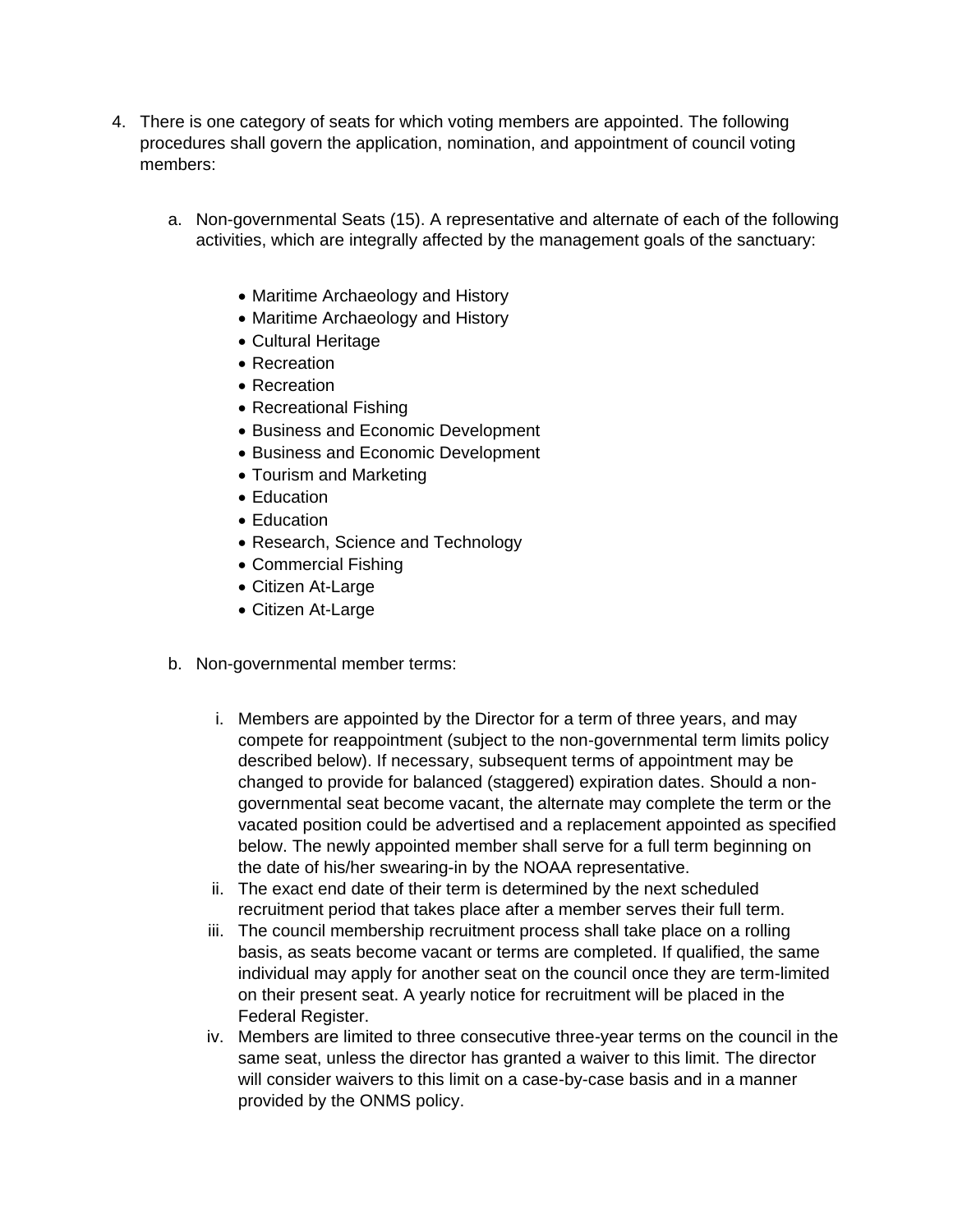4. There is one category of seats for which voting members are appointed. The following procedures shall govern the application, nomination, and appointment of council voting members:

    a. Non-governmental Seats (15). A representative and alternate of each of the following activities, which are integrally affected by the management goals of the sanctuary:

        - Maritime Archaeology and History
        - Maritime Archaeology and History
        - Cultural Heritage
        - Recreation
        - Recreation
        - Recreational Fishing
        - Business and Economic Development
        - Business and Economic Development
        - Tourism and Marketing
        - Education
        - Education
        - Research, Science and Technology
        - Commercial Fishing
        - Citizen At-Large
        - Citizen At-Large

    b. Non-governmental member terms:

        i. Members are appointed by the Director for a term of three years, and may compete for reappointment (subject to the non-governmental term limits policy described below). If necessary, subsequent terms of appointment may be changed to provide for balanced (staggered) expiration dates. Should a non-governmental seat become vacant, the alternate may complete the term or the vacated position could be advertised and a replacement appointed as specified below. The newly appointed member shall serve for a full term beginning on the date of his/her swearing-in by the NOAA representative.
        ii. The exact end date of their term is determined by the next scheduled recruitment period that takes place after a member serves their full term.
        iii. The council membership recruitment process shall take place on a rolling basis, as seats become vacant or terms are completed. If qualified, the same individual may apply for another seat on the council once they are term-limited on their present seat. A yearly notice for recruitment will be placed in the Federal Register.
        iv. Members are limited to three consecutive three-year terms on the council in the same seat, unless the director has granted a waiver to this limit. The director will consider waivers to this limit on a case-by-case basis and in a manner provided by the ONMS policy.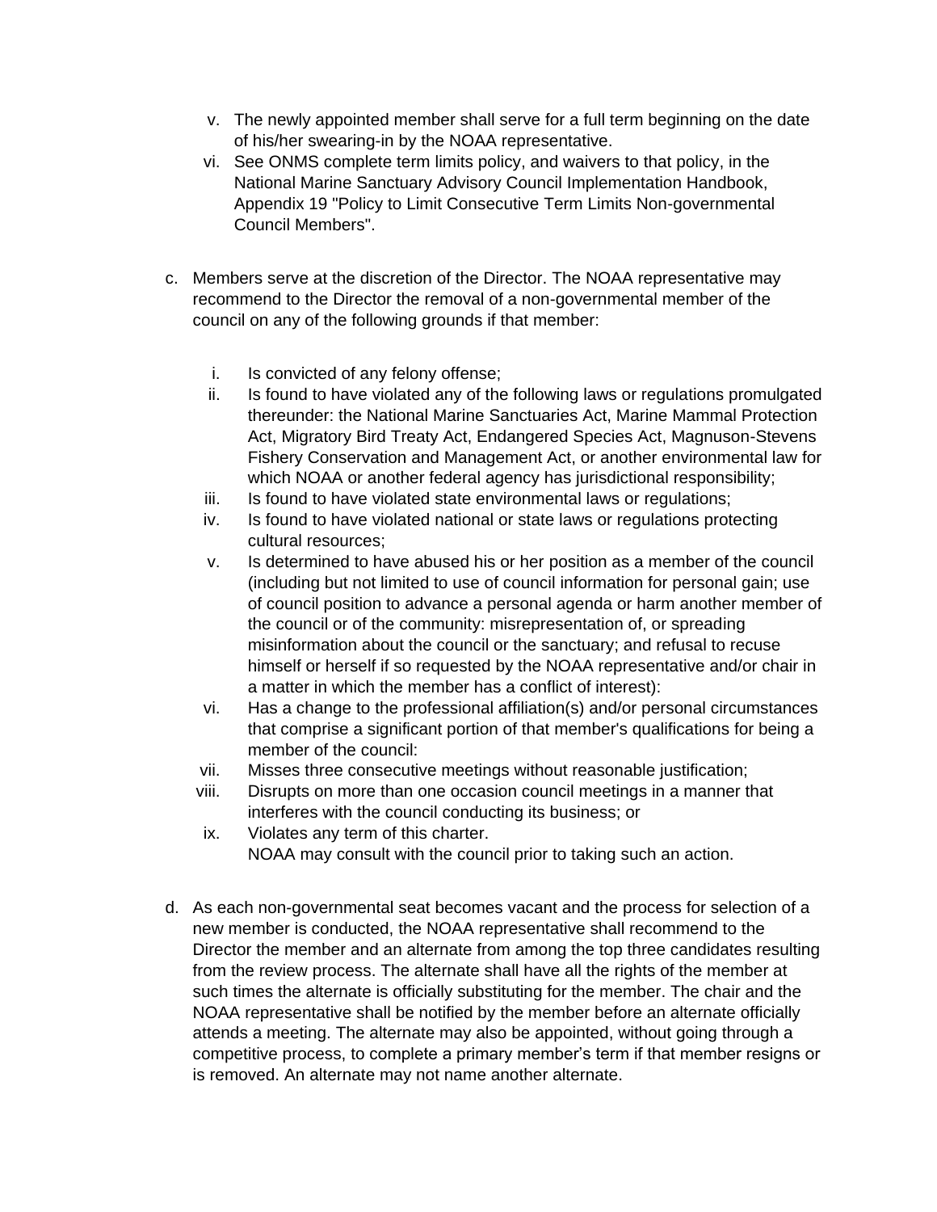v. The newly appointed member shall serve for a full term beginning on the date of his/her swearing-in by the NOAA representative.
vi. See ONMS complete term limits policy, and waivers to that policy, in the National Marine Sanctuary Advisory Council Implementation Handbook, Appendix 19 "Policy to Limit Consecutive Term Limits Non-governmental Council Members".

c. Members serve at the discretion of the Director. The NOAA representative may recommend to the Director the removal of a non-governmental member of the council on any of the following grounds if that member:

   i. Is convicted of any felony offense;
   ii. Is found to have violated any of the following laws or regulations promulgated thereunder: the National Marine Sanctuaries Act, Marine Mammal Protection Act, Migratory Bird Treaty Act, Endangered Species Act, Magnuson-Stevens Fishery Conservation and Management Act, or another environmental law for which NOAA or another federal agency has jurisdictional responsibility;
   iii. Is found to have violated state environmental laws or regulations;
   iv. Is found to have violated national or state laws or regulations protecting cultural resources;
   v. Is determined to have abused his or her position as a member of the council (including but not limited to use of council information for personal gain; use of council position to advance a personal agenda or harm another member of the council or of the community: misrepresentation of, or spreading misinformation about the council or the sanctuary; and refusal to recuse himself or herself if so requested by the NOAA representative and/or chair in a matter in which the member has a conflict of interest):
   vi. Has a change to the professional affiliation(s) and/or personal circumstances that comprise a significant portion of that member's qualifications for being a member of the council:
   vii. Misses three consecutive meetings without reasonable justification;
   viii. Disrupts on more than one occasion council meetings in a manner that interferes with the council conducting its business; or
   ix. Violates any term of this charter.
   NOAA may consult with the council prior to taking such an action.

d. As each non-governmental seat becomes vacant and the process for selection of a new member is conducted, the NOAA representative shall recommend to the Director the member and an alternate from among the top three candidates resulting from the review process. The alternate shall have all the rights of the member at such times the alternate is officially substituting for the member. The chair and the NOAA representative shall be notified by the member before an alternate officially attends a meeting. The alternate may also be appointed, without going through a competitive process, to complete a primary member's term if that member resigns or is removed. An alternate may not name another alternate.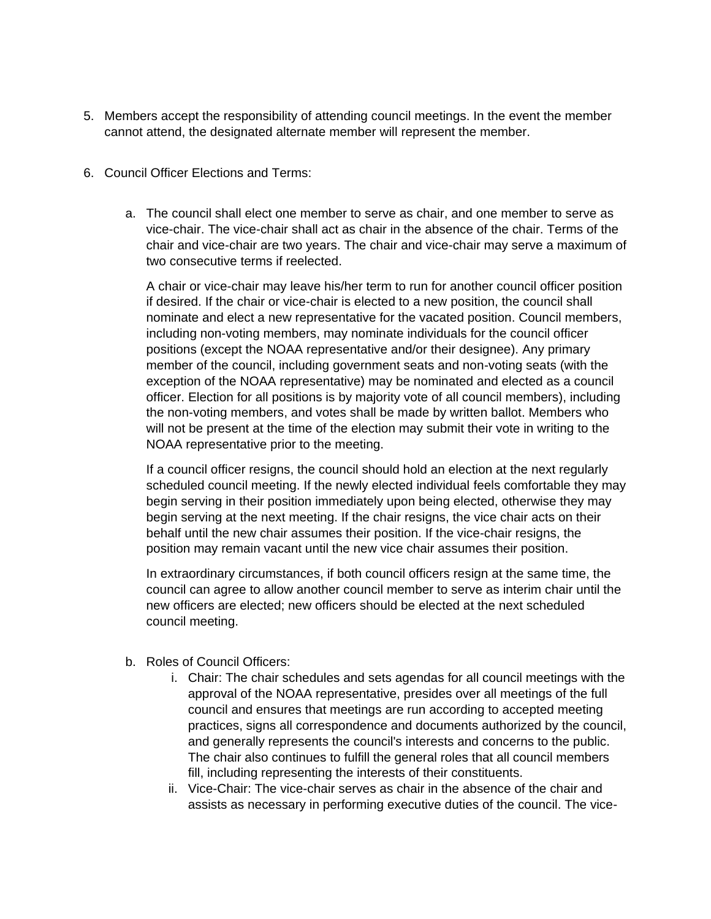5. Members accept the responsibility of attending council meetings. In the event the member cannot attend, the designated alternate member will represent the member.

6. Council Officer Elections and Terms:

   a. The council shall elect one member to serve as chair, and one member to serve as vice-chair. The vice-chair shall act as chair in the absence of the chair. Terms of the chair and vice-chair are two years. The chair and vice-chair may serve a maximum of two consecutive terms if reelected.

      A chair or vice-chair may leave his/her term to run for another council officer position if desired. If the chair or vice-chair is elected to a new position, the council shall nominate and elect a new representative for the vacated position. Council members, including non-voting members, may nominate individuals for the council officer positions (except the NOAA representative and/or their designee). Any primary member of the council, including government seats and non-voting seats (with the exception of the NOAA representative) may be nominated and elected as a council officer. Election for all positions is by majority vote of all council members), including the non-voting members, and votes shall be made by written ballot. Members who will not be present at the time of the election may submit their vote in writing to the NOAA representative prior to the meeting.

      If a council officer resigns, the council should hold an election at the next regularly scheduled council meeting. If the newly elected individual feels comfortable they may begin serving in their position immediately upon being elected, otherwise they may begin serving at the next meeting. If the chair resigns, the vice chair acts on their behalf until the new chair assumes their position. If the vice-chair resigns, the position may remain vacant until the new vice chair assumes their position.

      In extraordinary circumstances, if both council officers resign at the same time, the council can agree to allow another council member to serve as interim chair until the new officers are elected; new officers should be elected at the next scheduled council meeting.

   b. Roles of Council Officers:
      i. Chair: The chair schedules and sets agendas for all council meetings with the approval of the NOAA representative, presides over all meetings of the full council and ensures that meetings are run according to accepted meeting practices, signs all correspondence and documents authorized by the council, and generally represents the council's interests and concerns to the public. The chair also continues to fulfill the general roles that all council members fill, including representing the interests of their constituents.
      ii. Vice-Chair: The vice-chair serves as chair in the absence of the chair and assists as necessary in performing executive duties of the council. The vice-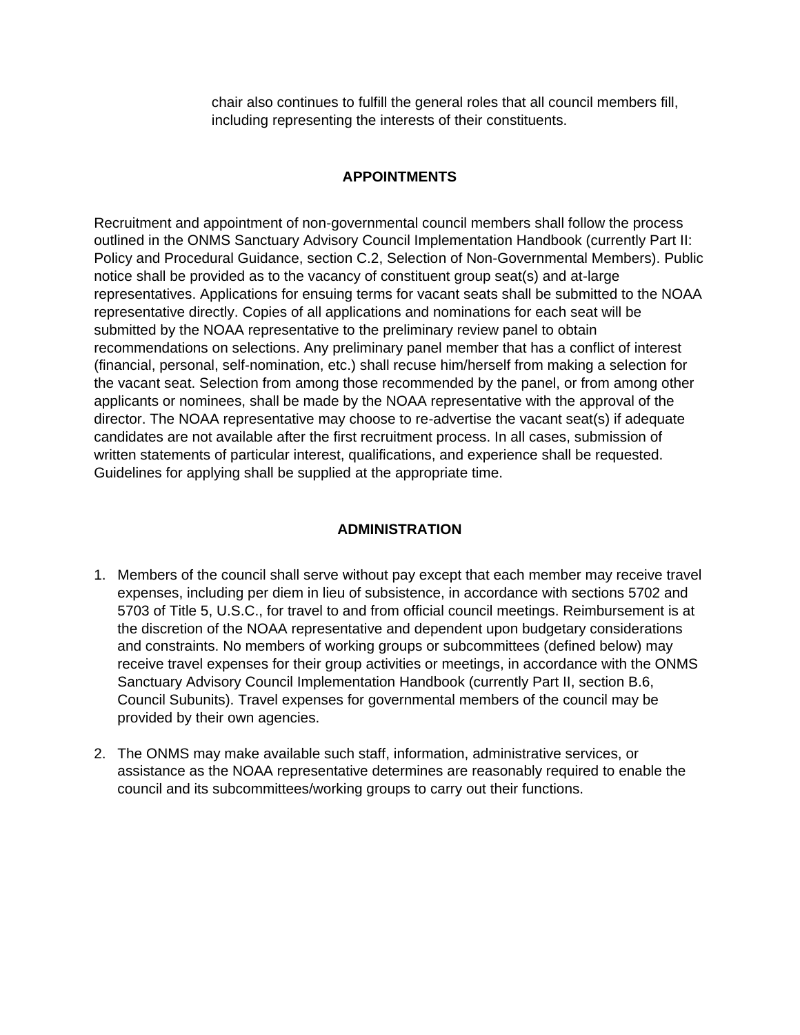chair also continues to fulfill the general roles that all council members fill, including representing the interests of their constituents.

## APPOINTMENTS

Recruitment and appointment of non-governmental council members shall follow the process outlined in the ONMS Sanctuary Advisory Council Implementation Handbook (currently Part II: Policy and Procedural Guidance, section C.2, Selection of Non-Governmental Members). Public notice shall be provided as to the vacancy of constituent group seat(s) and at-large representatives. Applications for ensuing terms for vacant seats shall be submitted to the NOAA representative directly. Copies of all applications and nominations for each seat will be submitted by the NOAA representative to the preliminary review panel to obtain recommendations on selections. Any preliminary panel member that has a conflict of interest (financial, personal, self-nomination, etc.) shall recuse him/herself from making a selection for the vacant seat. Selection from among those recommended by the panel, or from among other applicants or nominees, shall be made by the NOAA representative with the approval of the director. The NOAA representative may choose to re-advertise the vacant seat(s) if adequate candidates are not available after the first recruitment process. In all cases, submission of written statements of particular interest, qualifications, and experience shall be requested. Guidelines for applying shall be supplied at the appropriate time.

## ADMINISTRATION

1. Members of the council shall serve without pay except that each member may receive travel expenses, including per diem in lieu of subsistence, in accordance with sections 5702 and 5703 of Title 5, U.S.C., for travel to and from official council meetings. Reimbursement is at the discretion of the NOAA representative and dependent upon budgetary considerations and constraints. No members of working groups or subcommittees (defined below) may receive travel expenses for their group activities or meetings, in accordance with the ONMS Sanctuary Advisory Council Implementation Handbook (currently Part II, section B.6, Council Subunits). Travel expenses for governmental members of the council may be provided by their own agencies.

2. The ONMS may make available such staff, information, administrative services, or assistance as the NOAA representative determines are reasonably required to enable the council and its subcommittees/working groups to carry out their functions.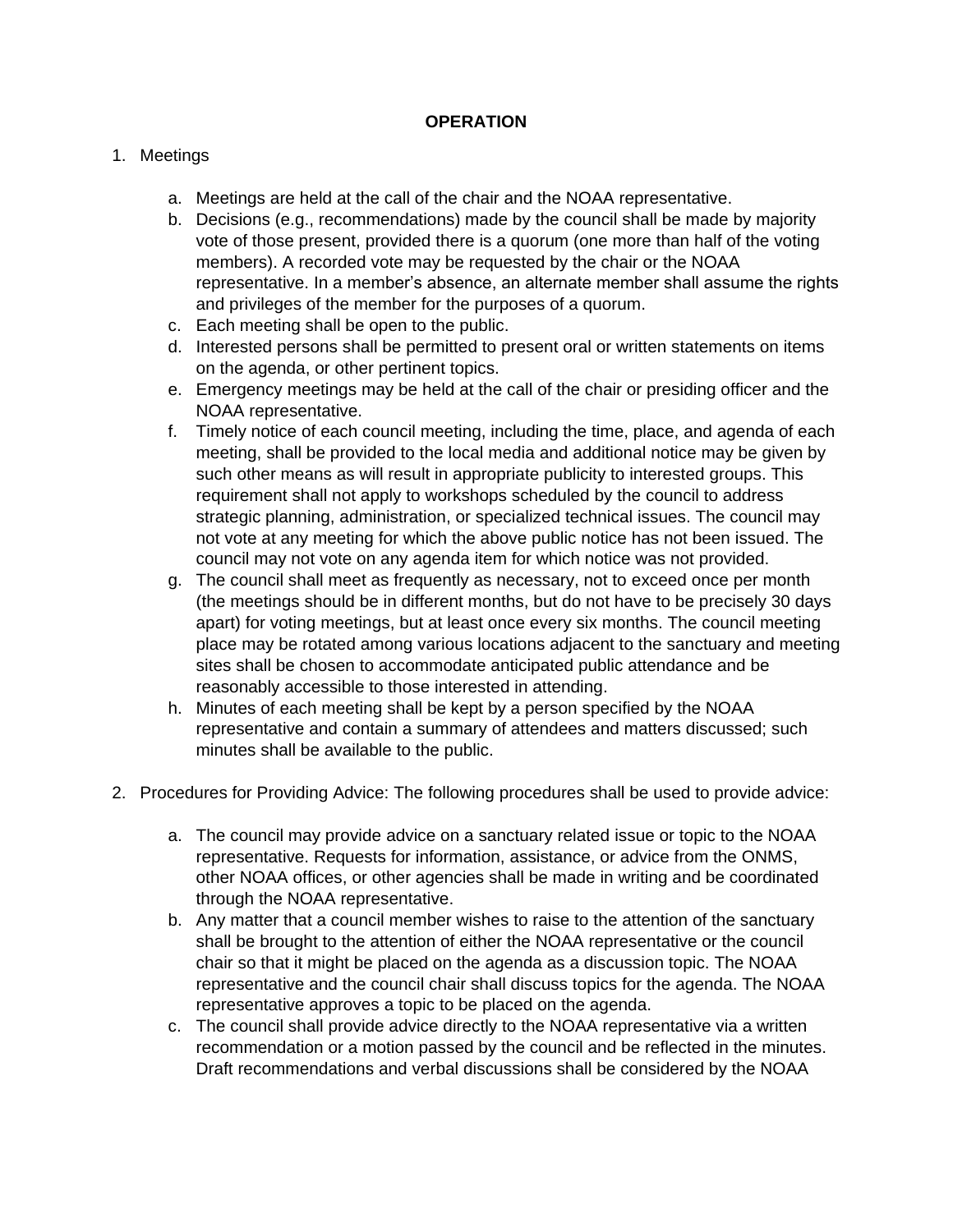**OPERATION**

1. Meetings

    a. Meetings are held at the call of the chair and the NOAA representative.
    b. Decisions (e.g., recommendations) made by the council shall be made by majority vote of those present, provided there is a quorum (one more than half of the voting members). A recorded vote may be requested by the chair or the NOAA representative. In a member's absence, an alternate member shall assume the rights and privileges of the member for the purposes of a quorum.
    c. Each meeting shall be open to the public.
    d. Interested persons shall be permitted to present oral or written statements on items on the agenda, or other pertinent topics.
    e. Emergency meetings may be held at the call of the chair or presiding officer and the NOAA representative.
    f. Timely notice of each council meeting, including the time, place, and agenda of each meeting, shall be provided to the local media and additional notice may be given by such other means as will result in appropriate publicity to interested groups. This requirement shall not apply to workshops scheduled by the council to address strategic planning, administration, or specialized technical issues. The council may not vote at any meeting for which the above public notice has not been issued. The council may not vote on any agenda item for which notice was not provided.
    g. The council shall meet as frequently as necessary, not to exceed once per month (the meetings should be in different months, but do not have to be precisely 30 days apart) for voting meetings, but at least once every six months. The council meeting place may be rotated among various locations adjacent to the sanctuary and meeting sites shall be chosen to accommodate anticipated public attendance and be reasonably accessible to those interested in attending.
    h. Minutes of each meeting shall be kept by a person specified by the NOAA representative and contain a summary of attendees and matters discussed; such minutes shall be available to the public.

2. Procedures for Providing Advice: The following procedures shall be used to provide advice:

    a. The council may provide advice on a sanctuary related issue or topic to the NOAA representative. Requests for information, assistance, or advice from the ONMS, other NOAA offices, or other agencies shall be made in writing and be coordinated through the NOAA representative.
    b. Any matter that a council member wishes to raise to the attention of the sanctuary shall be brought to the attention of either the NOAA representative or the council chair so that it might be placed on the agenda as a discussion topic. The NOAA representative and the council chair shall discuss topics for the agenda. The NOAA representative approves a topic to be placed on the agenda.
    c. The council shall provide advice directly to the NOAA representative via a written recommendation or a motion passed by the council and be reflected in the minutes. Draft recommendations and verbal discussions shall be considered by the NOAA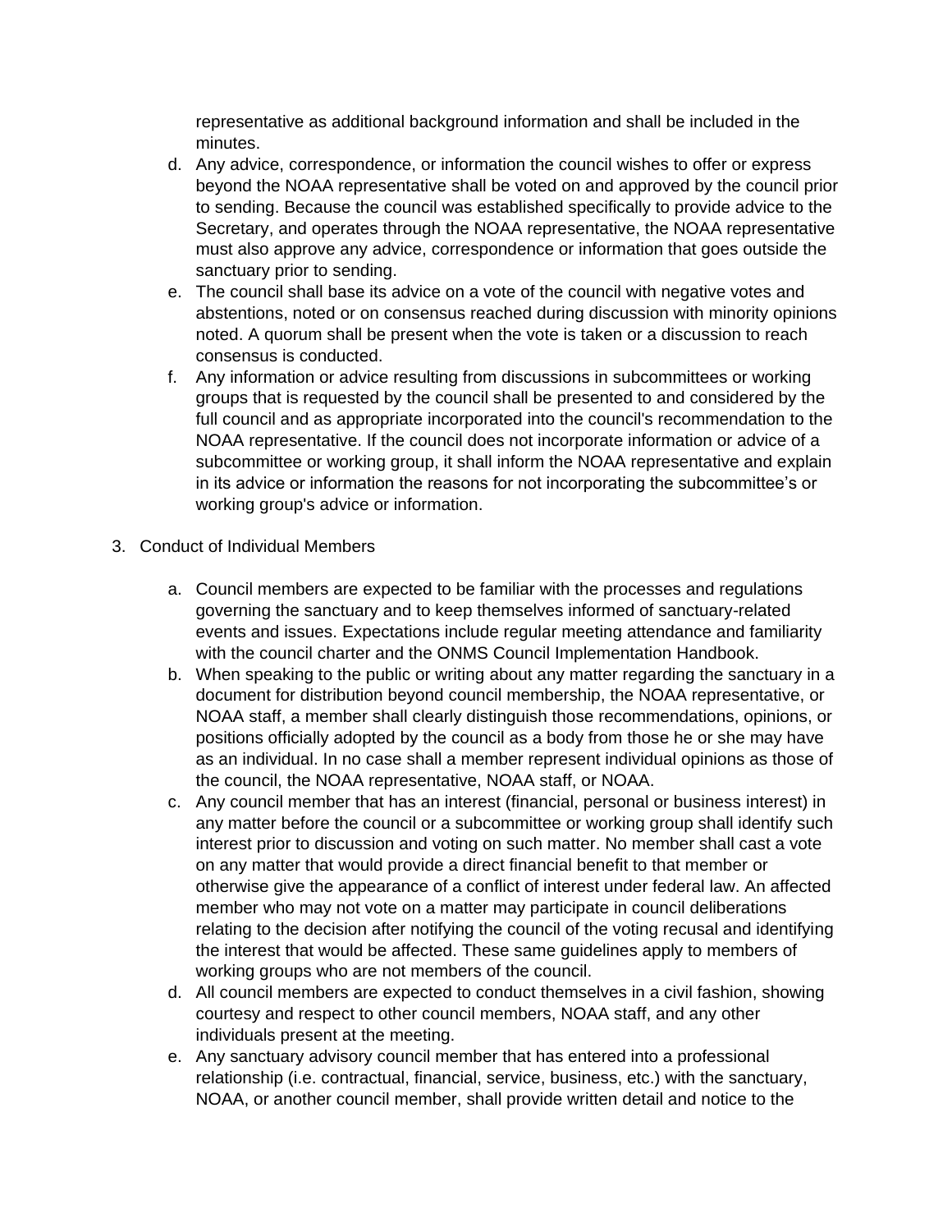representative as additional background information and shall be included in the minutes.

d. Any advice, correspondence, or information the council wishes to offer or express beyond the NOAA representative shall be voted on and approved by the council prior to sending. Because the council was established specifically to provide advice to the Secretary, and operates through the NOAA representative, the NOAA representative must also approve any advice, correspondence or information that goes outside the sanctuary prior to sending.
e. The council shall base its advice on a vote of the council with negative votes and abstentions, noted or on consensus reached during discussion with minority opinions noted. A quorum shall be present when the vote is taken or a discussion to reach consensus is conducted.
f. Any information or advice resulting from discussions in subcommittees or working groups that is requested by the council shall be presented to and considered by the full council and as appropriate incorporated into the council's recommendation to the NOAA representative. If the council does not incorporate information or advice of a subcommittee or working group, it shall inform the NOAA representative and explain in its advice or information the reasons for not incorporating the subcommittee's or working group's advice or information.

3. Conduct of Individual Members

a. Council members are expected to be familiar with the processes and regulations governing the sanctuary and to keep themselves informed of sanctuary-related events and issues. Expectations include regular meeting attendance and familiarity with the council charter and the ONMS Council Implementation Handbook.
b. When speaking to the public or writing about any matter regarding the sanctuary in a document for distribution beyond council membership, the NOAA representative, or NOAA staff, a member shall clearly distinguish those recommendations, opinions, or positions officially adopted by the council as a body from those he or she may have as an individual. In no case shall a member represent individual opinions as those of the council, the NOAA representative, NOAA staff, or NOAA.
c. Any council member that has an interest (financial, personal or business interest) in any matter before the council or a subcommittee or working group shall identify such interest prior to discussion and voting on such matter. No member shall cast a vote on any matter that would provide a direct financial benefit to that member or otherwise give the appearance of a conflict of interest under federal law. An affected member who may not vote on a matter may participate in council deliberations relating to the decision after notifying the council of the voting recusal and identifying the interest that would be affected. These same guidelines apply to members of working groups who are not members of the council.
d. All council members are expected to conduct themselves in a civil fashion, showing courtesy and respect to other council members, NOAA staff, and any other individuals present at the meeting.
e. Any sanctuary advisory council member that has entered into a professional relationship (i.e. contractual, financial, service, business, etc.) with the sanctuary, NOAA, or another council member, shall provide written detail and notice to the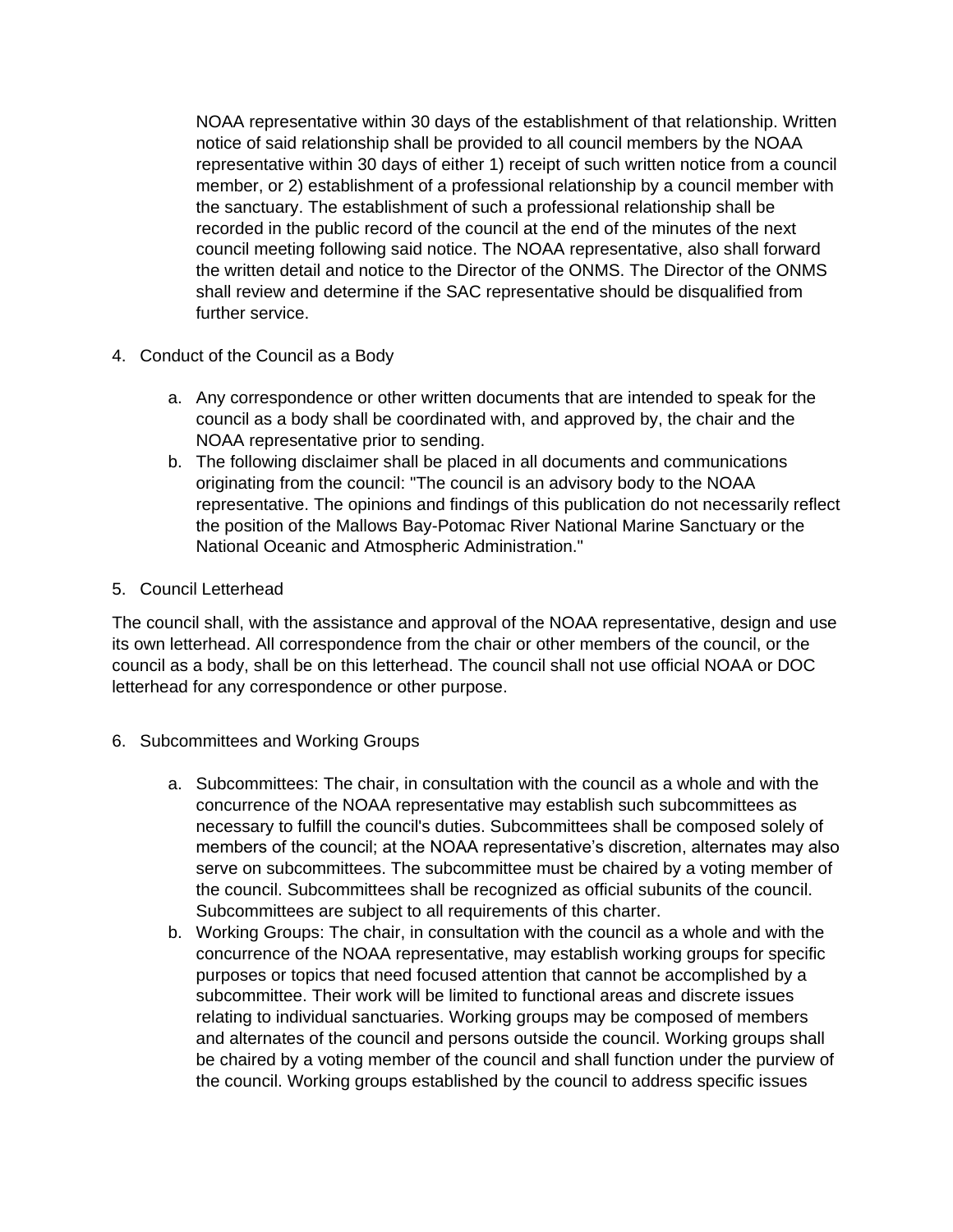NOAA representative within 30 days of the establishment of that relationship. Written notice of said relationship shall be provided to all council members by the NOAA representative within 30 days of either 1) receipt of such written notice from a council member, or 2) establishment of a professional relationship by a council member with the sanctuary. The establishment of such a professional relationship shall be recorded in the public record of the council at the end of the minutes of the next council meeting following said notice. The NOAA representative, also shall forward the written detail and notice to the Director of the ONMS. The Director of the ONMS shall review and determine if the SAC representative should be disqualified from further service.

4. Conduct of the Council as a Body

   a. Any correspondence or other written documents that are intended to speak for the council as a body shall be coordinated with, and approved by, the chair and the NOAA representative prior to sending.
   b. The following disclaimer shall be placed in all documents and communications originating from the council: "The council is an advisory body to the NOAA representative. The opinions and findings of this publication do not necessarily reflect the position of the Mallows Bay-Potomac River National Marine Sanctuary or the National Oceanic and Atmospheric Administration."

5. Council Letterhead

The council shall, with the assistance and approval of the NOAA representative, design and use its own letterhead. All correspondence from the chair or other members of the council, or the council as a body, shall be on this letterhead. The council shall not use official NOAA or DOC letterhead for any correspondence or other purpose.

6. Subcommittees and Working Groups

   a. Subcommittees: The chair, in consultation with the council as a whole and with the concurrence of the NOAA representative may establish such subcommittees as necessary to fulfill the council's duties. Subcommittees shall be composed solely of members of the council; at the NOAA representative's discretion, alternates may also serve on subcommittees. The subcommittee must be chaired by a voting member of the council. Subcommittees shall be recognized as official subunits of the council. Subcommittees are subject to all requirements of this charter.
   b. Working Groups: The chair, in consultation with the council as a whole and with the concurrence of the NOAA representative, may establish working groups for specific purposes or topics that need focused attention that cannot be accomplished by a subcommittee. Their work will be limited to functional areas and discrete issues relating to individual sanctuaries. Working groups may be composed of members and alternates of the council and persons outside the council. Working groups shall be chaired by a voting member of the council and shall function under the purview of the council. Working groups established by the council to address specific issues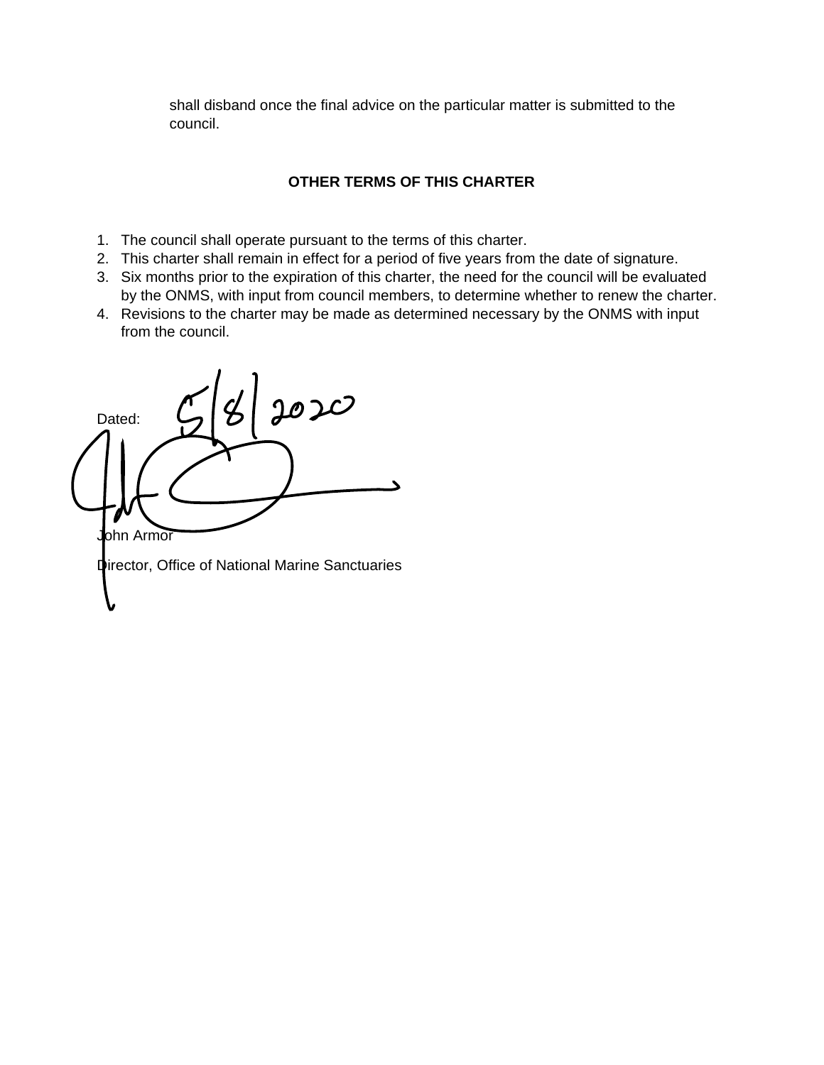shall disband once the final advice on the particular matter is submitted to the council.

**OTHER TERMS OF THIS CHARTER**

1. The council shall operate pursuant to the terms of this charter.
2. This charter shall remain in effect for a period of five years from the date of signature.
3. Six months prior to the expiration of this charter, the need for the council will be evaluated by the ONMS, with input from council members, to determine whether to renew the charter.
4. Revisions to the charter may be made as determined necessary by the ONMS with input from the council.

Dated: 5/8/2020

John Armor

Director, Office of National Marine Sanctuaries